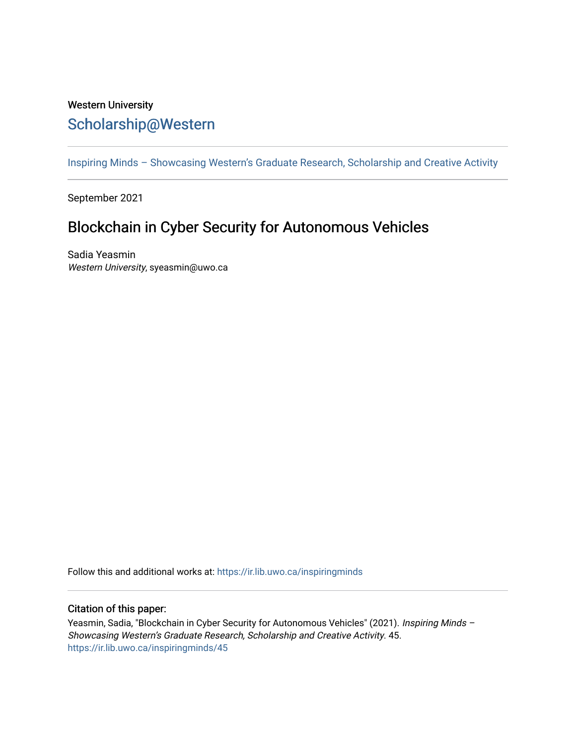Western University

# Scholarship@Western

Inspiring Minds – Showcasing Western's Graduate Research, Scholarship and Creative Activity

September 2021

## Blockchain in Cyber Security for Autonomous Vehicles

Sadia Yeasmin
*Western University*, syeasmin@uwo.ca

Follow this and additional works at: https://ir.lib.uwo.ca/inspiringminds

### Citation of this paper:

Yeasmin, Sadia, "Blockchain in Cyber Security for Autonomous Vehicles" (2021). *Inspiring Minds – Showcasing Western's Graduate Research, Scholarship and Creative Activity*. 45.
https://ir.lib.uwo.ca/inspiringminds/45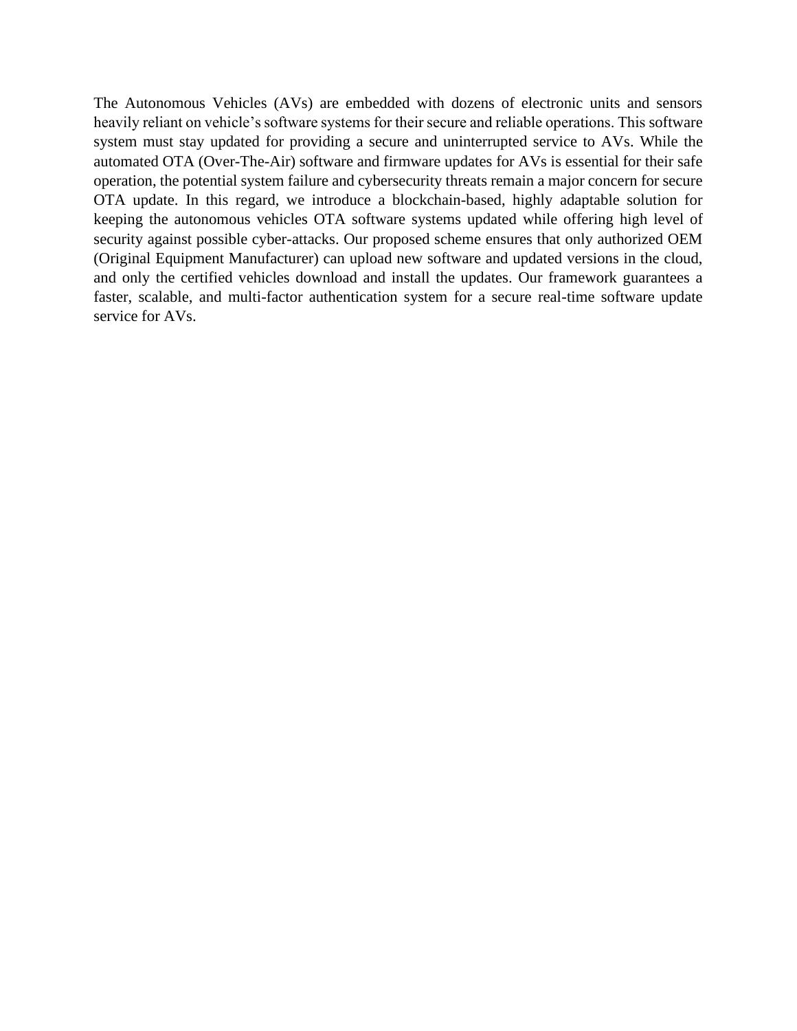The Autonomous Vehicles (AVs) are embedded with dozens of electronic units and sensors heavily reliant on vehicle's software systems for their secure and reliable operations. This software system must stay updated for providing a secure and uninterrupted service to AVs. While the automated OTA (Over-The-Air) software and firmware updates for AVs is essential for their safe operation, the potential system failure and cybersecurity threats remain a major concern for secure OTA update. In this regard, we introduce a blockchain-based, highly adaptable solution for keeping the autonomous vehicles OTA software systems updated while offering high level of security against possible cyber-attacks. Our proposed scheme ensures that only authorized OEM (Original Equipment Manufacturer) can upload new software and updated versions in the cloud, and only the certified vehicles download and install the updates. Our framework guarantees a faster, scalable, and multi-factor authentication system for a secure real-time software update service for AVs.